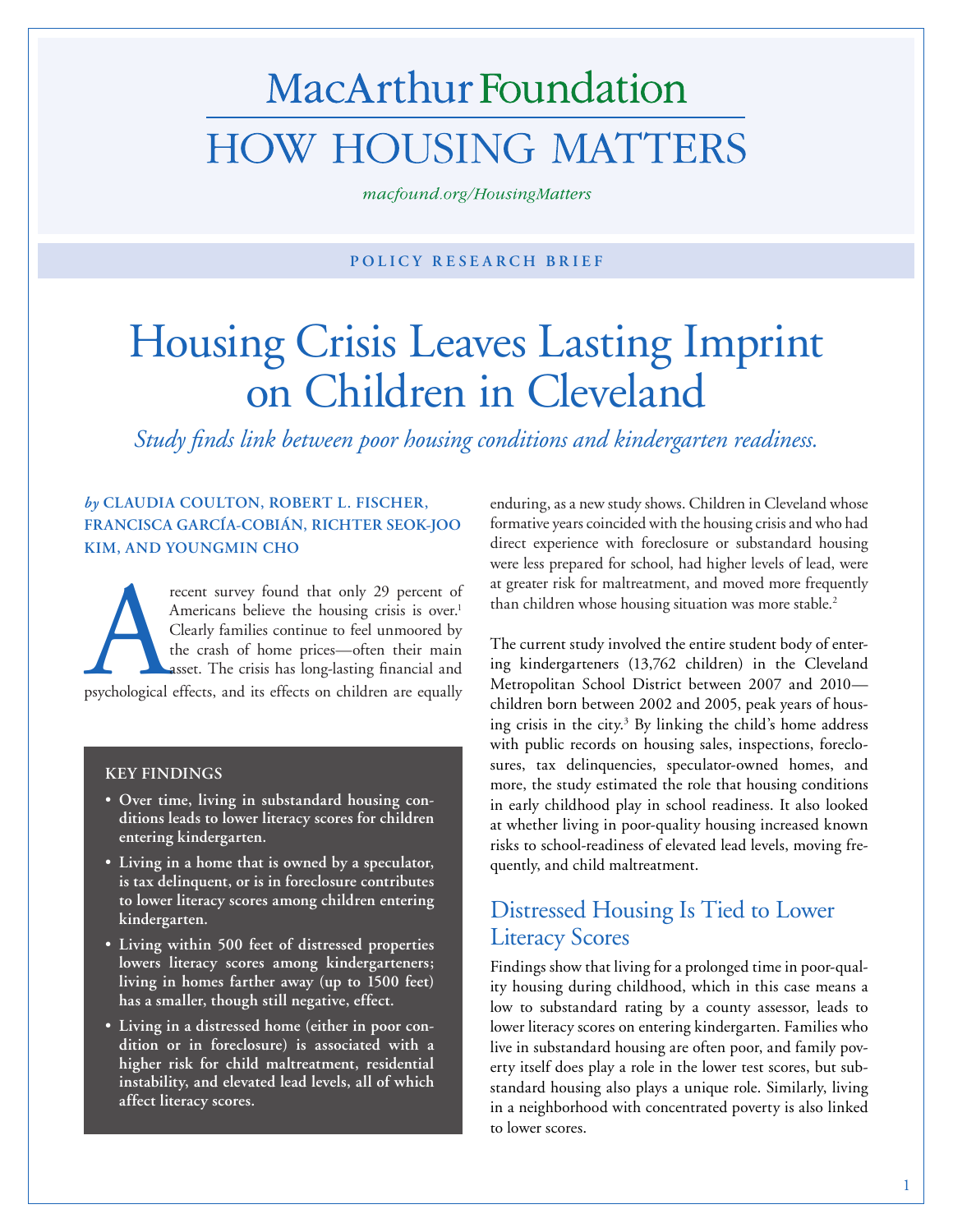MacArthur Foundation

# HOW HOUSING MATTERS

*macfound.org/HousingMatters*

POLICY RESEARCH BRIEF

# Housing Crisis Leaves Lasting Imprint on Children in Cleveland

*Study finds link between poor housing conditions and kindergarten readiness.*

*by* **CLAUDIA COULTON, ROBERT L. FISCHER, FRANCISCA GARCÍA-COBIÁN, RICHTER SEOK-JOO KIM, AND YOUNGMIN CHO**

A recent survey found that only 29 percent of Americans believe the housing crisis is over.[1] Clearly families continue to feel unmoored by the crash of home prices—often their main asset. The crisis has long-lasting financial and psychological effects, and its effects on children are equally enduring, as a new study shows. Children in Cleveland whose formative years coincided with the housing crisis and who had direct experience with foreclosure or substandard housing were less prepared for school, had higher levels of lead, were at greater risk for maltreatment, and moved more frequently than children whose housing situation was more stable.[2]

**KEY FINDINGS**

- **Over time, living in substandard housing conditions leads to lower literacy scores for children entering kindergarten.**
- **Living in a home that is owned by a speculator, is tax delinquent, or is in foreclosure contributes to lower literacy scores among children entering kindergarten.**
- **Living within 500 feet of distressed properties lowers literacy scores among kindergarteners; living in homes farther away (up to 1500 feet) has a smaller, though still negative, effect.**
- **Living in a distressed home (either in poor condition or in foreclosure) is associated with a higher risk for child maltreatment, residential instability, and elevated lead levels, all of which affect literacy scores.**

The current study involved the entire student body of entering kindergarteners (13,762 children) in the Cleveland Metropolitan School District between 2007 and 2010—children born between 2002 and 2005, peak years of housing crisis in the city.[3] By linking the child's home address with public records on housing sales, inspections, foreclosures, tax delinquencies, speculator-owned homes, and more, the study estimated the role that housing conditions in early childhood play in school readiness. It also looked at whether living in poor-quality housing increased known risks to school-readiness of elevated lead levels, moving frequently, and child maltreatment.

## Distressed Housing Is Tied to Lower Literacy Scores

Findings show that living for a prolonged time in poor-quality housing during childhood, which in this case means a low to substandard rating by a county assessor, leads to lower literacy scores on entering kindergarten. Families who live in substandard housing are often poor, and family poverty itself does play a role in the lower test scores, but substandard housing also plays a unique role. Similarly, living in a neighborhood with concentrated poverty is also linked to lower scores.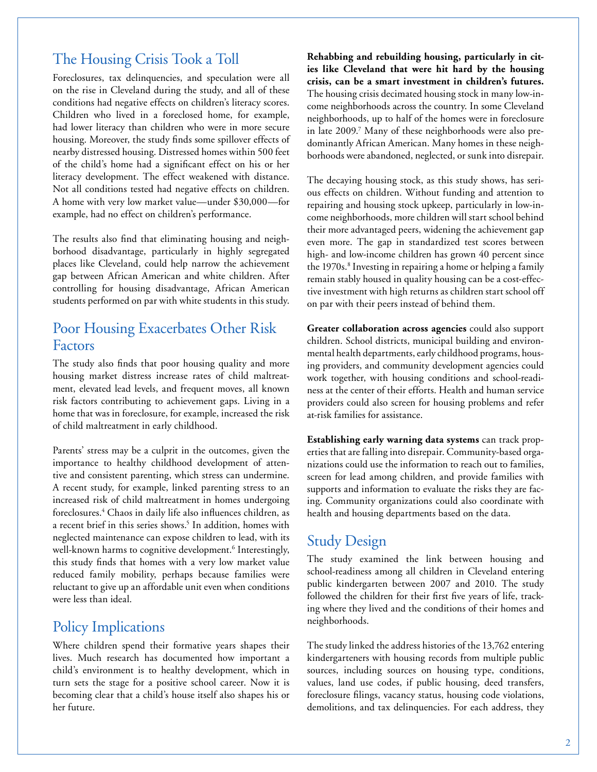## The Housing Crisis Took a Toll

Foreclosures, tax delinquencies, and speculation were all on the rise in Cleveland during the study, and all of these conditions had negative effects on children's literacy scores. Children who lived in a foreclosed home, for example, had lower literacy than children who were in more secure housing. Moreover, the study finds some spillover effects of nearby distressed housing. Distressed homes within 500 feet of the child's home had a significant effect on his or her literacy development. The effect weakened with distance. Not all conditions tested had negative effects on children. A home with very low market value—under $30,000—for example, had no effect on children's performance.

The results also find that eliminating housing and neighborhood disadvantage, particularly in highly segregated places like Cleveland, could help narrow the achievement gap between African American and white children. After controlling for housing disadvantage, African American students performed on par with white students in this study.

## Poor Housing Exacerbates Other Risk Factors

The study also finds that poor housing quality and more housing market distress increase rates of child maltreatment, elevated lead levels, and frequent moves, all known risk factors contributing to achievement gaps. Living in a home that was in foreclosure, for example, increased the risk of child maltreatment in early childhood.

Parents' stress may be a culprit in the outcomes, given the importance to healthy childhood development of attentive and consistent parenting, which stress can undermine. A recent study, for example, linked parenting stress to an increased risk of child maltreatment in homes undergoing foreclosures.[4] Chaos in daily life also influences children, as a recent brief in this series shows.[5] In addition, homes with neglected maintenance can expose children to lead, with its well-known harms to cognitive development.[6] Interestingly, this study finds that homes with a very low market value reduced family mobility, perhaps because families were reluctant to give up an affordable unit even when conditions were less than ideal.

## Policy Implications

Where children spend their formative years shapes their lives. Much research has documented how important a child's environment is to healthy development, which in turn sets the stage for a positive school career. Now it is becoming clear that a child's house itself also shapes his or her future.

**Rehabbing and rebuilding housing, particularly in cities like Cleveland that were hit hard by the housing crisis, can be a smart investment in children's futures.** The housing crisis decimated housing stock in many low-income neighborhoods across the country. In some Cleveland neighborhoods, up to half of the homes were in foreclosure in late 2009.[7] Many of these neighborhoods were also predominantly African American. Many homes in these neighborhoods were abandoned, neglected, or sunk into disrepair.

The decaying housing stock, as this study shows, has serious effects on children. Without funding and attention to repairing and housing stock upkeep, particularly in low-income neighborhoods, more children will start school behind their more advantaged peers, widening the achievement gap even more. The gap in standardized test scores between high- and low-income children has grown 40 percent since the 1970s.[8] Investing in repairing a home or helping a family remain stably housed in quality housing can be a cost-effective investment with high returns as children start school off on par with their peers instead of behind them.

**Greater collaboration across agencies** could also support children. School districts, municipal building and environmental health departments, early childhood programs, housing providers, and community development agencies could work together, with housing conditions and school-readiness at the center of their efforts. Health and human service providers could also screen for housing problems and refer at-risk families for assistance.

**Establishing early warning data systems** can track properties that are falling into disrepair. Community-based organizations could use the information to reach out to families, screen for lead among children, and provide families with supports and information to evaluate the risks they are facing. Community organizations could also coordinate with health and housing departments based on the data.

## Study Design

The study examined the link between housing and school-readiness among all children in Cleveland entering public kindergarten between 2007 and 2010. The study followed the children for their first five years of life, tracking where they lived and the conditions of their homes and neighborhoods.

The study linked the address histories of the 13,762 entering kindergarteners with housing records from multiple public sources, including sources on housing type, conditions, values, land use codes, if public housing, deed transfers, foreclosure filings, vacancy status, housing code violations, demolitions, and tax delinquencies. For each address, they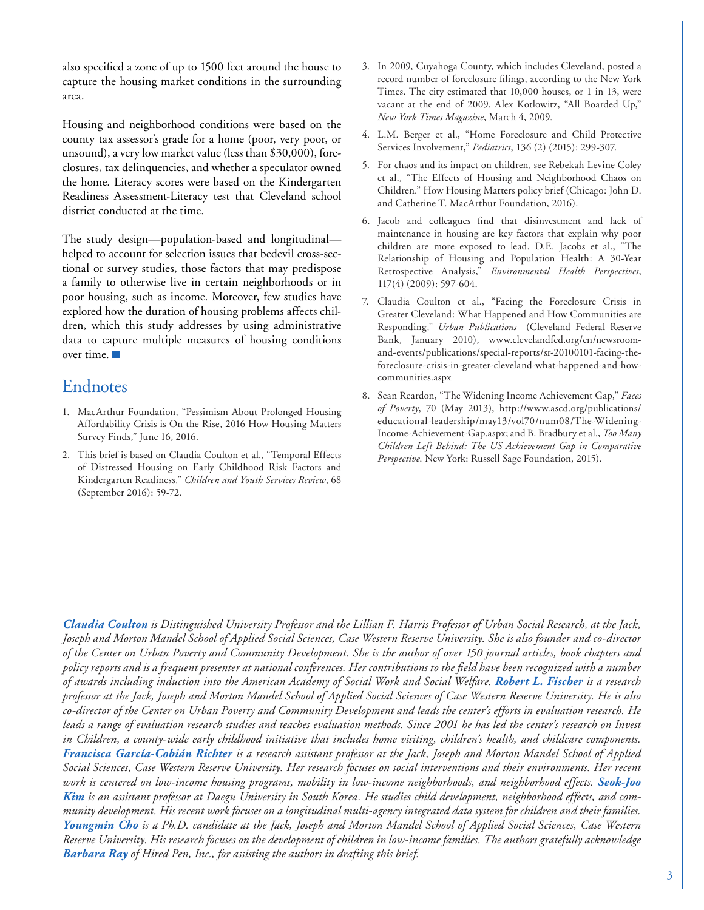also specified a zone of up to 1500 feet around the house to capture the housing market conditions in the surrounding area.

Housing and neighborhood conditions were based on the county tax assessor's grade for a home (poor, very poor, or unsound), a very low market value (less than $30,000), foreclosures, tax delinquencies, and whether a speculator owned the home. Literacy scores were based on the Kindergarten Readiness Assessment-Literacy test that Cleveland school district conducted at the time.

The study design—population-based and longitudinal—helped to account for selection issues that bedevil cross-sectional or survey studies, those factors that may predispose a family to otherwise live in certain neighborhoods or in poor housing, such as income. Moreover, few studies have explored how the duration of housing problems affects children, which this study addresses by using administrative data to capture multiple measures of housing conditions over time.

## Endnotes

1. MacArthur Foundation, "Pessimism About Prolonged Housing Affordability Crisis is On the Rise, 2016 How Housing Matters Survey Finds," June 16, 2016.
2. This brief is based on Claudia Coulton et al., "Temporal Effects of Distressed Housing on Early Childhood Risk Factors and Kindergarten Readiness," *Children and Youth Services Review*, 68 (September 2016): 59-72.
3. In 2009, Cuyahoga County, which includes Cleveland, posted a record number of foreclosure filings, according to the New York Times. The city estimated that 10,000 houses, or 1 in 13, were vacant at the end of 2009. Alex Kotlowitz, "All Boarded Up," *New York Times Magazine*, March 4, 2009.
4. L.M. Berger et al., "Home Foreclosure and Child Protective Services Involvement," *Pediatrics*, 136 (2) (2015): 299-307.
5. For chaos and its impact on children, see Rebekah Levine Coley et al., "The Effects of Housing and Neighborhood Chaos on Children." How Housing Matters policy brief (Chicago: John D. and Catherine T. MacArthur Foundation, 2016).
6. Jacob and colleagues find that disinvestment and lack of maintenance in housing are key factors that explain why poor children are more exposed to lead. D.E. Jacobs et al., "The Relationship of Housing and Population Health: A 30-Year Retrospective Analysis," *Environmental Health Perspectives*, 117(4) (2009): 597-604.
7. Claudia Coulton et al., "Facing the Foreclosure Crisis in Greater Cleveland: What Happened and How Communities are Responding," *Urban Publications* (Cleveland Federal Reserve Bank, January 2010), www.clevelandfed.org/en/newsroom-and-events/publications/special-reports/sr-20100101-facing-the-foreclosure-crisis-in-greater-cleveland-what-happened-and-how-communities.aspx
8. Sean Reardon, "The Widening Income Achievement Gap," *Faces of Poverty*, 70 (May 2013), http://www.ascd.org/publications/educational-leadership/may13/vol70/num08/The-Widening-Income-Achievement-Gap.aspx; and B. Bradbury et al., *Too Many Children Left Behind: The US Achievement Gap in Comparative Perspective*. New York: Russell Sage Foundation, 2015).

***Claudia Coulton** is Distinguished University Professor and the Lillian F. Harris Professor of Urban Social Research, at the Jack, Joseph and Morton Mandel School of Applied Social Sciences, Case Western Reserve University. She is also founder and co-director of the Center on Urban Poverty and Community Development. She is the author of over 150 journal articles, book chapters and policy reports and is a frequent presenter at national conferences. Her contributions to the field have been recognized with a number of awards including induction into the American Academy of Social Work and Social Welfare. **Robert L. Fischer** is a research professor at the Jack, Joseph and Morton Mandel School of Applied Social Sciences of Case Western Reserve University. He is also co-director of the Center on Urban Poverty and Community Development and leads the center's efforts in evaluation research. He leads a range of evaluation research studies and teaches evaluation methods. Since 2001 he has led the center's research on Invest in Children, a county-wide early childhood initiative that includes home visiting, children's health, and childcare components. **Francisca García-Cobián Richter** is a research assistant professor at the Jack, Joseph and Morton Mandel School of Applied Social Sciences, Case Western Reserve University. Her research focuses on social interventions and their environments. Her recent work is centered on low-income housing programs, mobility in low-income neighborhoods, and neighborhood effects. **Seok-Joo Kim** is an assistant professor at Daegu University in South Korea. He studies child development, neighborhood effects, and community development. His recent work focuses on a longitudinal multi-agency integrated data system for children and their families. **Youngmin Cho** is a Ph.D. candidate at the Jack, Joseph and Morton Mandel School of Applied Social Sciences, Case Western Reserve University. His research focuses on the development of children in low-income families. The authors gratefully acknowledge **Barbara Ray** of Hired Pen, Inc., for assisting the authors in drafting this brief.*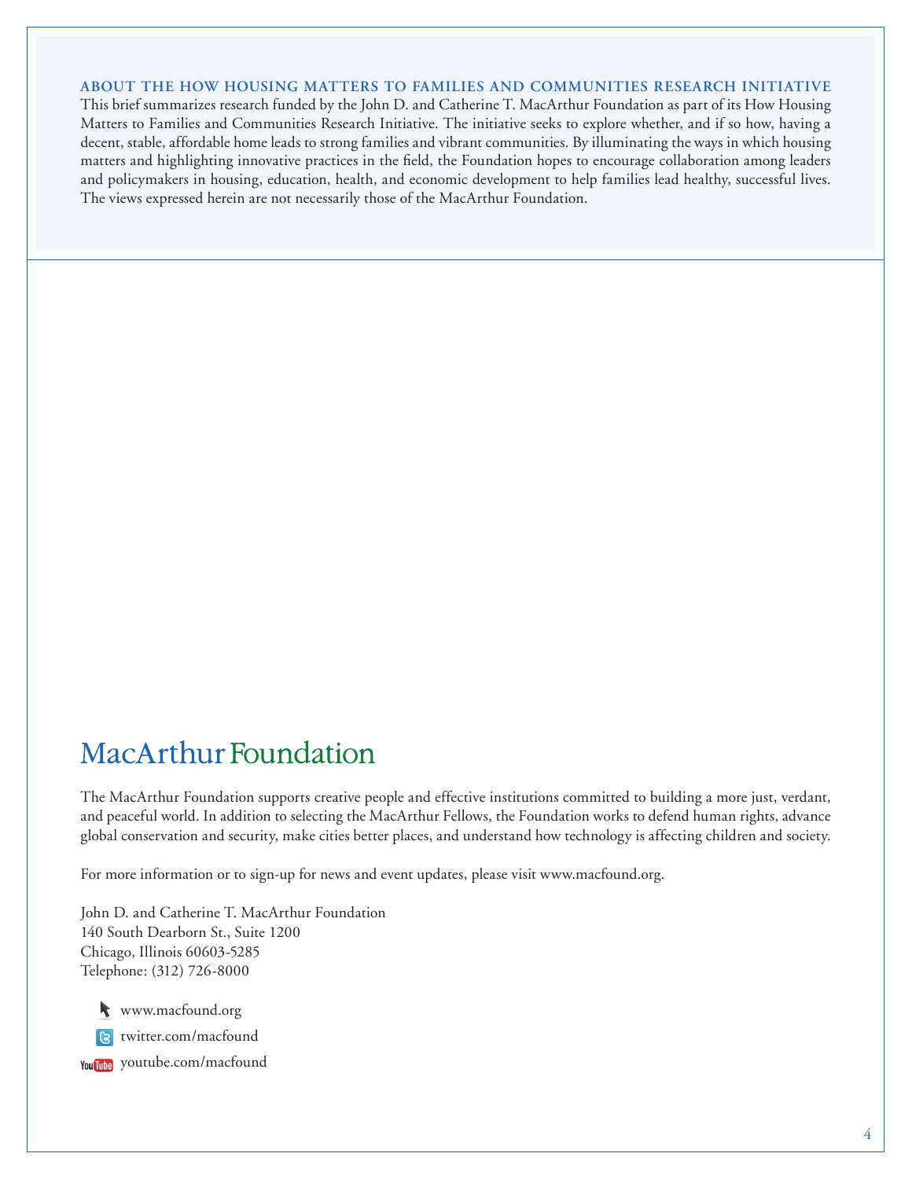## ABOUT THE HOW HOUSING MATTERS TO FAMILIES AND COMMUNITIES RESEARCH INITIATIVE

This brief summarizes research funded by the John D. and Catherine T. MacArthur Foundation as part of its How Housing Matters to Families and Communities Research Initiative. The initiative seeks to explore whether, and if so how, having a decent, stable, affordable home leads to strong families and vibrant communities. By illuminating the ways in which housing matters and highlighting innovative practices in the field, the Foundation hopes to encourage collaboration among leaders and policymakers in housing, education, health, and economic development to help families lead healthy, successful lives. The views expressed herein are not necessarily those of the MacArthur Foundation.

# MacArthur Foundation

The MacArthur Foundation supports creative people and effective institutions committed to building a more just, verdant, and peaceful world. In addition to selecting the MacArthur Fellows, the Foundation works to defend human rights, advance global conservation and security, make cities better places, and understand how technology is affecting children and society.

For more information or to sign-up for news and event updates, please visit www.macfound.org.

John D. and Catherine T. MacArthur Foundation
140 South Dearborn St., Suite 1200
Chicago, Illinois 60603-5285
Telephone: (312) 726-8000

www.macfound.org
twitter.com/macfound
youtube.com/macfound